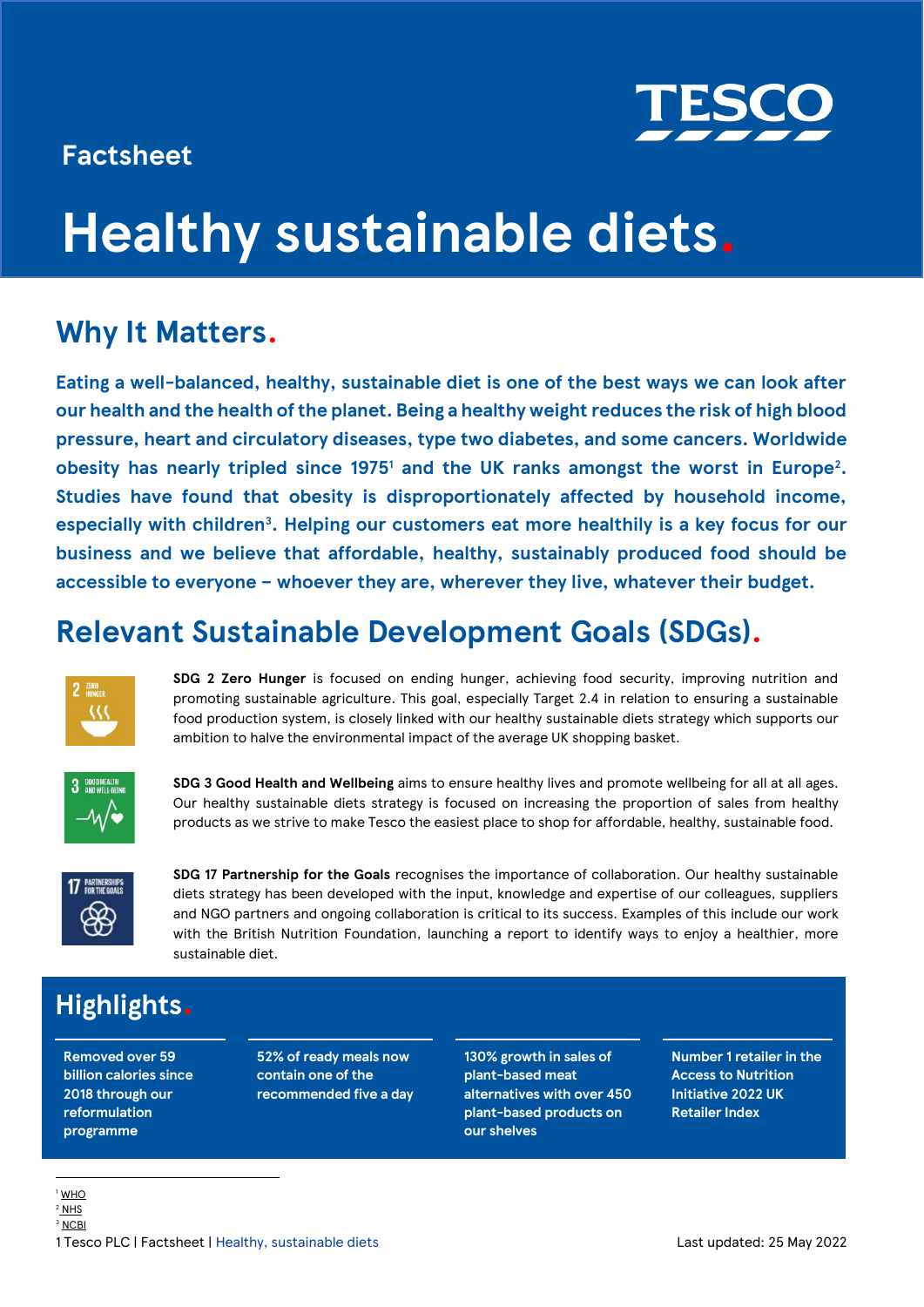Factsheet

# Healthy sustainable diets.

## Why It Matters.

**Eating a well-balanced, healthy, sustainable diet is one of the best ways we can look after our health and the health of the planet. Being a healthy weight reduces the risk of high blood pressure, heart and circulatory diseases, type two diabetes, and some cancers. Worldwide obesity has nearly tripled since 1975[1] and the UK ranks amongst the worst in Europe[2]. Studies have found that obesity is disproportionately affected by household income, especially with children[3]. Helping our customers eat more healthily is a key focus for our business and we believe that affordable, healthy, sustainably produced food should be accessible to everyone – whoever they are, wherever they live, whatever their budget.**

## Relevant Sustainable Development Goals (SDGs).

**SDG 2 Zero Hunger** is focused on ending hunger, achieving food security, improving nutrition and promoting sustainable agriculture. This goal, especially Target 2.4 in relation to ensuring a sustainable food production system, is closely linked with our healthy sustainable diets strategy which supports our ambition to halve the environmental impact of the average UK shopping basket.

**SDG 3 Good Health and Wellbeing** aims to ensure healthy lives and promote wellbeing for all at all ages. Our healthy sustainable diets strategy is focused on increasing the proportion of sales from healthy products as we strive to make Tesco the easiest place to shop for affordable, healthy, sustainable food.

**SDG 17 Partnership for the Goals** recognises the importance of collaboration. Our healthy sustainable diets strategy has been developed with the input, knowledge and expertise of our colleagues, suppliers and NGO partners and ongoing collaboration is critical to its success. Examples of this include our work with the British Nutrition Foundation, launching a report to identify ways to enjoy a healthier, more sustainable diet.

## Highlights.

- Removed over 59 billion calories since 2018 through our reformulation programme
- 52% of ready meals now contain one of the recommended five a day
- 130% growth in sales of plant-based meat alternatives with over 450 plant-based products on our shelves
- Number 1 retailer in the Access to Nutrition Initiative 2022 UK Retailer Index

[1] WHO
[2] NHS
[3] NCBI

Last updated: 25 May 2022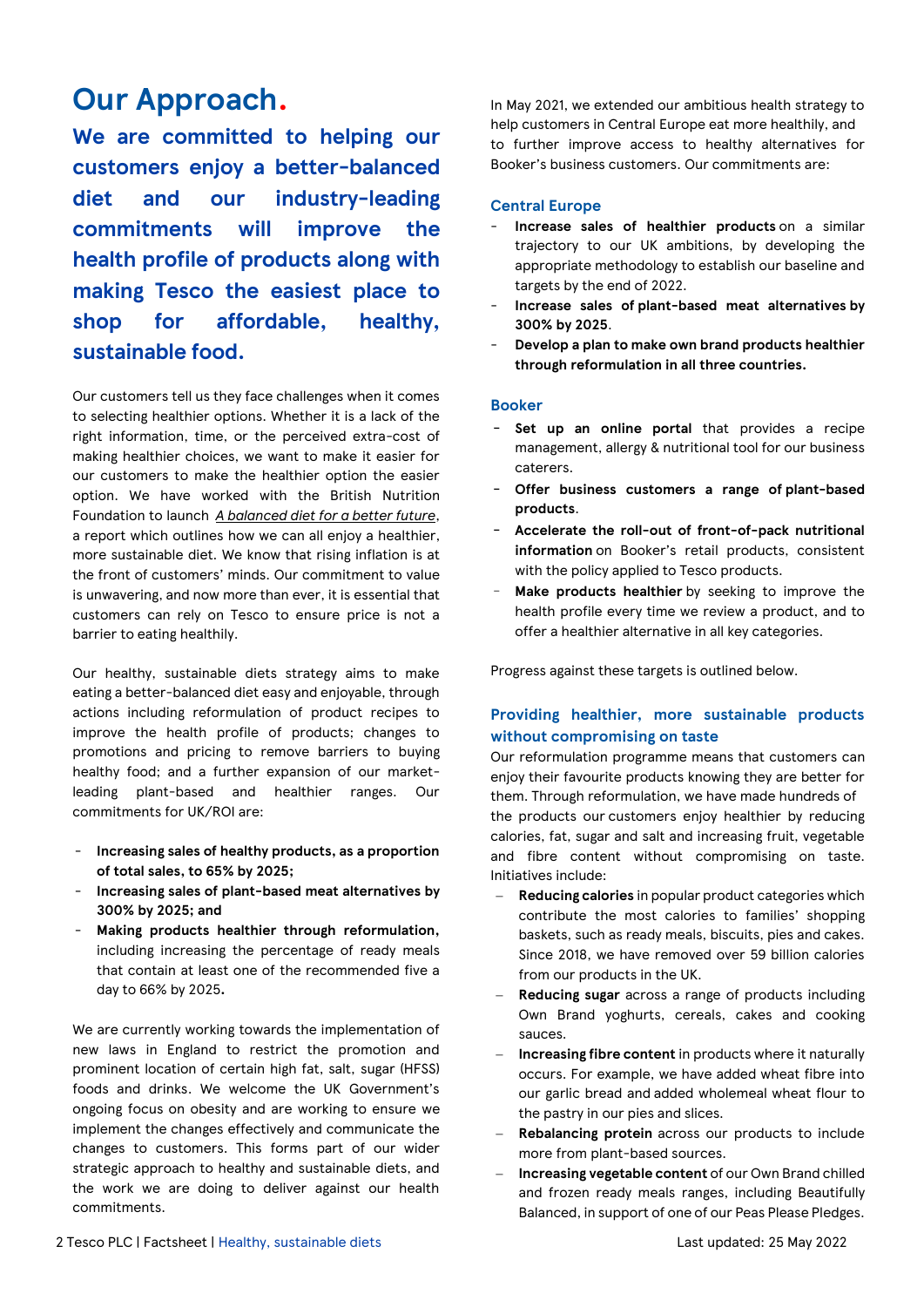# Our Approach.

**We are committed to helping our customers enjoy a better-balanced diet and our industry-leading commitments will improve the health profile of products along with making Tesco the easiest place to shop for affordable, healthy, sustainable food.**

Our customers tell us they face challenges when it comes to selecting healthier options. Whether it is a lack of the right information, time, or the perceived extra-cost of making healthier choices, we want to make it easier for our customers to make the healthier option the easier option. We have worked with the British Nutrition Foundation to launch *A balanced diet for a better future*, a report which outlines how we can all enjoy a healthier, more sustainable diet. We know that rising inflation is at the front of customers' minds. Our commitment to value is unwavering, and now more than ever, it is essential that customers can rely on Tesco to ensure price is not a barrier to eating healthily.

Our healthy, sustainable diets strategy aims to make eating a better-balanced diet easy and enjoyable, through actions including reformulation of product recipes to improve the health profile of products; changes to promotions and pricing to remove barriers to buying healthy food; and a further expansion of our market-leading plant-based and healthier ranges. Our commitments for UK/ROI are:

- **Increasing sales of healthy products, as a proportion of total sales, to 65% by 2025;**
- **Increasing sales of plant-based meat alternatives by 300% by 2025; and**
- **Making products healthier through reformulation,** including increasing the percentage of ready meals that contain at least one of the recommended five a day to 66% by 2025**.**

We are currently working towards the implementation of new laws in England to restrict the promotion and prominent location of certain high fat, salt, sugar (HFSS) foods and drinks. We welcome the UK Government's ongoing focus on obesity and are working to ensure we implement the changes effectively and communicate the changes to customers. This forms part of our wider strategic approach to healthy and sustainable diets, and the work we are doing to deliver against our health commitments.

In May 2021, we extended our ambitious health strategy to help customers in Central Europe eat more healthily, and to further improve access to healthy alternatives for Booker's business customers. Our commitments are:

### Central Europe

- **Increase sales of healthier products** on a similar trajectory to our UK ambitions, by developing the appropriate methodology to establish our baseline and targets by the end of 2022.
- **Increase sales of plant-based meat alternatives by 300% by 2025.**
- **Develop a plan to make own brand products healthier through reformulation in all three countries.**

### Booker

- **Set up an online portal** that provides a recipe management, allergy & nutritional tool for our business caterers.
- **Offer business customers a range of plant-based products**.
- **Accelerate the roll-out of front-of-pack nutritional information** on Booker's retail products, consistent with the policy applied to Tesco products.
- **Make products healthier** by seeking to improve the health profile every time we review a product, and to offer a healthier alternative in all key categories.

Progress against these targets is outlined below.

### Providing healthier, more sustainable products without compromising on taste

Our reformulation programme means that customers can enjoy their favourite products knowing they are better for them. Through reformulation, we have made hundreds of the products our customers enjoy healthier by reducing calories, fat, sugar and salt and increasing fruit, vegetable and fibre content without compromising on taste. Initiatives include:

- **Reducing calories** in popular product categories which contribute the most calories to families' shopping baskets, such as ready meals, biscuits, pies and cakes. Since 2018, we have removed over 59 billion calories from our products in the UK.
- **Reducing sugar** across a range of products including Own Brand yoghurts, cereals, cakes and cooking sauces.
- **Increasing fibre content** in products where it naturally occurs. For example, we have added wheat fibre into our garlic bread and added wholemeal wheat flour to the pastry in our pies and slices.
- **Rebalancing protein** across our products to include more from plant-based sources.
- **Increasing vegetable content** of our Own Brand chilled and frozen ready meals ranges, including Beautifully Balanced, in support of one of our Peas Please Pledges.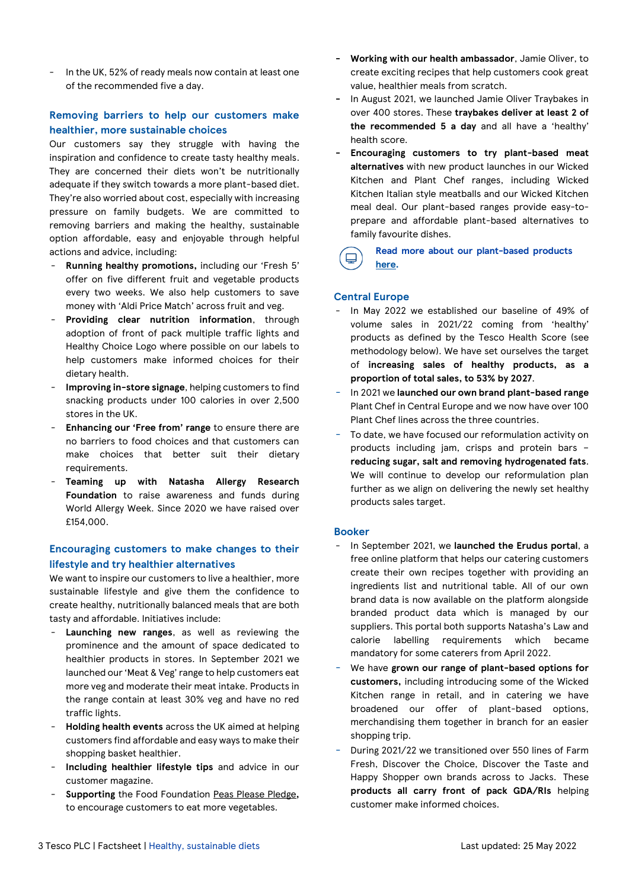- In the UK, 52% of ready meals now contain at least one of the recommended five a day.

### Removing barriers to help our customers make healthier, more sustainable choices

Our customers say they struggle with having the inspiration and confidence to create tasty healthy meals. They are concerned their diets won't be nutritionally adequate if they switch towards a more plant-based diet. They're also worried about cost, especially with increasing pressure on family budgets. We are committed to removing barriers and making the healthy, sustainable option affordable, easy and enjoyable through helpful actions and advice, including:

- **Running healthy promotions,** including our 'Fresh 5' offer on five different fruit and vegetable products every two weeks. We also help customers to save money with 'Aldi Price Match' across fruit and veg.
- **Providing clear nutrition information**, through adoption of front of pack multiple traffic lights and Healthy Choice Logo where possible on our labels to help customers make informed choices for their dietary health.
- **Improving in-store signage**, helping customers to find snacking products under 100 calories in over 2,500 stores in the UK.
- **Enhancing our 'Free from' range** to ensure there are no barriers to food choices and that customers can make choices that better suit their dietary requirements.
- **Teaming up with Natasha Allergy Research Foundation** to raise awareness and funds during World Allergy Week. Since 2020 we have raised over £154,000.

### Encouraging customers to make changes to their lifestyle and try healthier alternatives

We want to inspire our customers to live a healthier, more sustainable lifestyle and give them the confidence to create healthy, nutritionally balanced meals that are both tasty and affordable. Initiatives include:

- **Launching new ranges**, as well as reviewing the prominence and the amount of space dedicated to healthier products in stores. In September 2021 we launched our 'Meat & Veg' range to help customers eat more veg and moderate their meat intake. Products in the range contain at least 30% veg and have no red traffic lights.
- **Holding health events** across the UK aimed at helping customers find affordable and easy ways to make their shopping basket healthier.
- **Including healthier lifestyle tips** and advice in our customer magazine.
- **Supporting** the Food Foundation Peas Please Pledge**,** to encourage customers to eat more vegetables.
- **Working with our health ambassador**, Jamie Oliver, to create exciting recipes that help customers cook great value, healthier meals from scratch.
- In August 2021, we launched Jamie Oliver Traybakes in over 400 stores. These **traybakes deliver at least 2 of the recommended 5 a day** and all have a 'healthy' health score.
- **Encouraging customers to try plant-based meat alternatives** with new product launches in our Wicked Kitchen and Plant Chef ranges, including Wicked Kitchen Italian style meatballs and our Wicked Kitchen meal deal. Our plant-based ranges provide easy-to-prepare and affordable plant-based alternatives to family favourite dishes.

Read more about our plant-based products here.

### Central Europe

- In May 2022 we established our baseline of 49% of volume sales in 2021/22 coming from 'healthy' products as defined by the Tesco Health Score (see methodology below). We have set ourselves the target of **increasing sales of healthy products, as a proportion of total sales, to 53% by 2027**.
- In 2021 we **launched our own brand plant-based range** Plant Chef in Central Europe and we now have over 100 Plant Chef lines across the three countries.
- To date, we have focused our reformulation activity on products including jam, crisps and protein bars – **reducing sugar, salt and removing hydrogenated fats**. We will continue to develop our reformulation plan further as we align on delivering the newly set healthy products sales target.

### Booker

- In September 2021, we **launched the Erudus portal**, a free online platform that helps our catering customers create their own recipes together with providing an ingredients list and nutritional table. All of our own brand data is now available on the platform alongside branded product data which is managed by our suppliers. This portal both supports Natasha's Law and calorie labelling requirements which became mandatory for some caterers from April 2022.
- We have **grown our range of plant-based options for customers,** including introducing some of the Wicked Kitchen range in retail, and in catering we have broadened our offer of plant-based options, merchandising them together in branch for an easier shopping trip.
- During 2021/22 we transitioned over 550 lines of Farm Fresh, Discover the Choice, Discover the Taste and Happy Shopper own brands across to Jacks. These **products all carry front of pack GDA/RIs** helping customer make informed choices.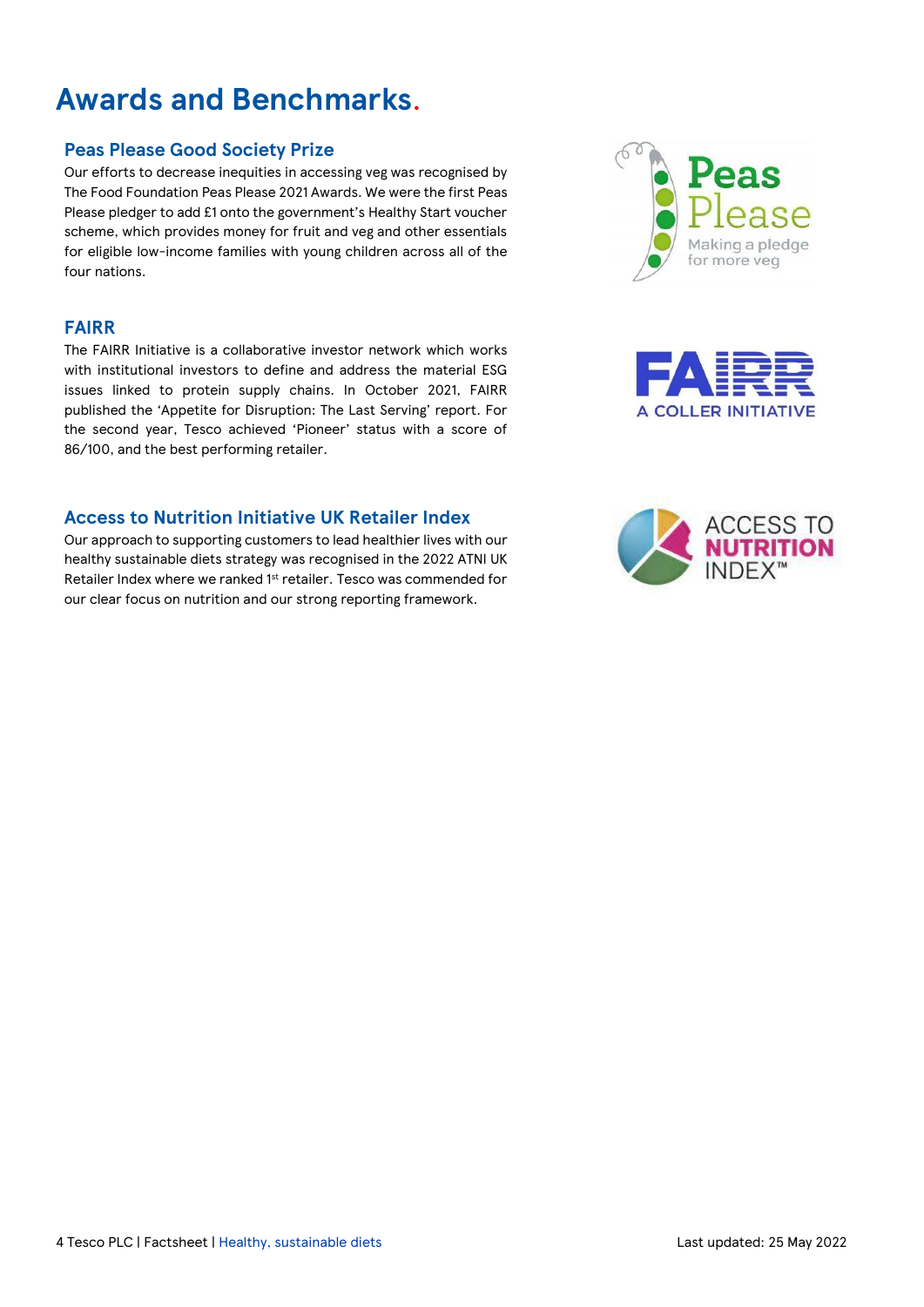# Awards and Benchmarks.

## Peas Please Good Society Prize

Our efforts to decrease inequities in accessing veg was recognised by The Food Foundation Peas Please 2021 Awards. We were the first Peas Please pledger to add £1 onto the government's Healthy Start voucher scheme, which provides money for fruit and veg and other essentials for eligible low-income families with young children across all of the four nations.

## FAIRR

The FAIRR Initiative is a collaborative investor network which works with institutional investors to define and address the material ESG issues linked to protein supply chains. In October 2021, FAIRR published the 'Appetite for Disruption: The Last Serving' report. For the second year, Tesco achieved 'Pioneer' status with a score of 86/100, and the best performing retailer.

## Access to Nutrition Initiative UK Retailer Index

Our approach to supporting customers to lead healthier lives with our healthy sustainable diets strategy was recognised in the 2022 ATNI UK Retailer Index where we ranked 1st retailer. Tesco was commended for our clear focus on nutrition and our strong reporting framework.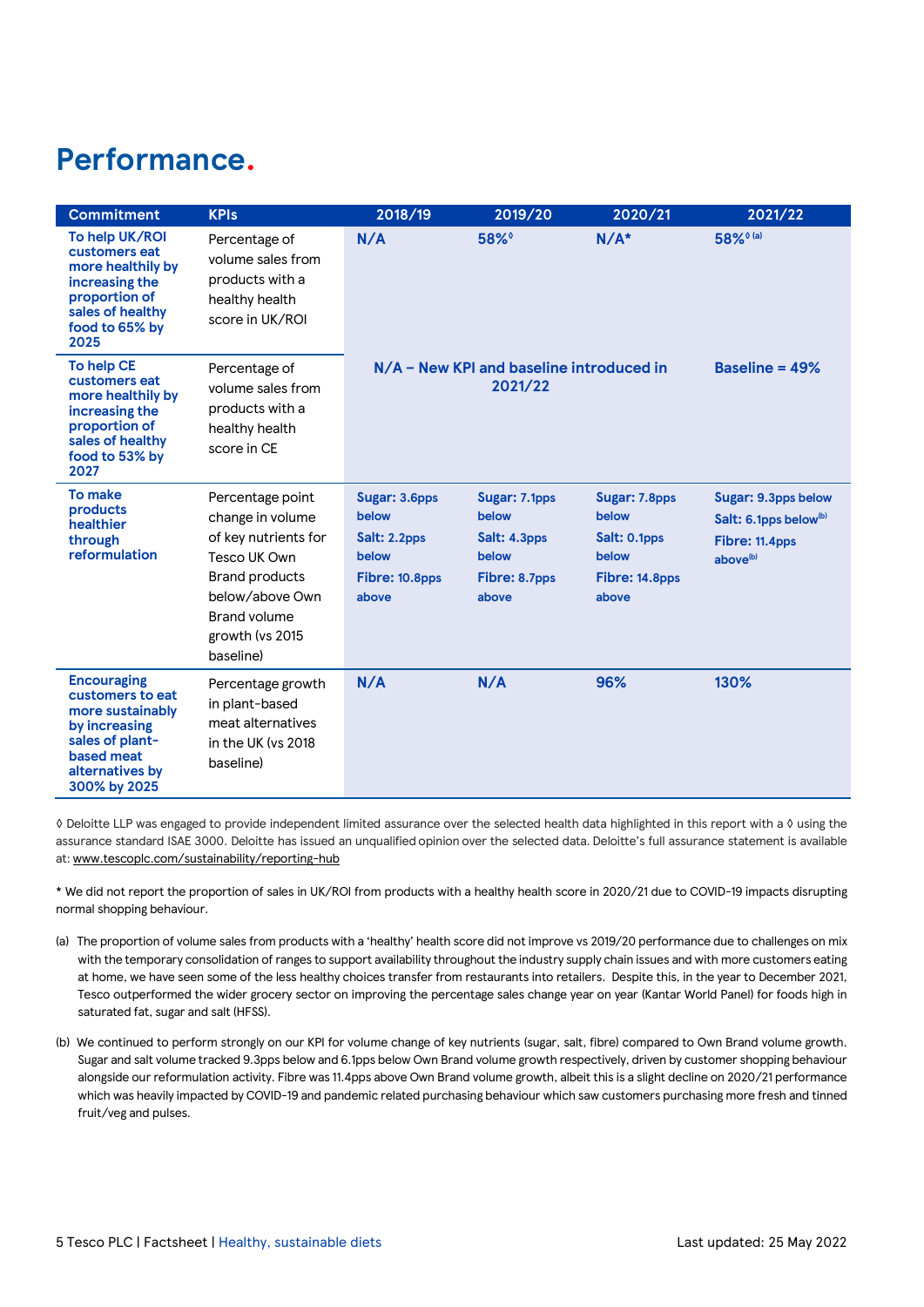# Performance.

| Commitment | KPIs | 2018/19 | 2019/20 | 2020/21 | 2021/22 |
|---|---|---|---|---|---|
| To help UK/ROI customers eat more healthily by increasing the proportion of sales of healthy food to 65% by 2025 | Percentage of volume sales from products with a healthy health score in UK/ROI | N/A | 58%◊ | N/A* | 58%◊ (a) |
| To help CE customers eat more healthily by increasing the proportion of sales of healthy food to 53% by 2027 | Percentage of volume sales from products with a healthy health score in CE | N/A – New KPI and baseline introduced in 2021/22 | | | Baseline = 49% |
| To make products healthier through reformulation | Percentage point change in volume of key nutrients for Tesco UK Own Brand products below/above Own Brand volume growth (vs 2015 baseline) | Sugar: 3.6pps below<br>Salt: 2.2pps below<br>Fibre: 10.8pps above | Sugar: 7.1pps below<br>Salt: 4.3pps below<br>Fibre: 8.7pps above | Sugar: 7.8pps below<br>Salt: 0.1pps below<br>Fibre: 14.8pps above | Sugar: 9.3pps below<br>Salt: 6.1pps below(b)<br>Fibre: 11.4pps above(b) |
| Encouraging customers to eat more sustainably by increasing sales of plant-based meat alternatives by 300% by 2025 | Percentage growth in plant-based meat alternatives in the UK (vs 2018 baseline) | N/A | N/A | 96% | 130% |

◊ Deloitte LLP was engaged to provide independent limited assurance over the selected health data highlighted in this report with a ◊ using the assurance standard ISAE 3000. Deloitte has issued an unqualified opinion over the selected data. Deloitte's full assurance statement is available at: www.tescoplc.com/sustainability/reporting-hub

* We did not report the proportion of sales in UK/ROI from products with a healthy health score in 2020/21 due to COVID-19 impacts disrupting normal shopping behaviour.

(a) The proportion of volume sales from products with a 'healthy' health score did not improve vs 2019/20 performance due to challenges on mix with the temporary consolidation of ranges to support availability throughout the industry supply chain issues and with more customers eating at home, we have seen some of the less healthy choices transfer from restaurants into retailers. Despite this, in the year to December 2021, Tesco outperformed the wider grocery sector on improving the percentage sales change year on year (Kantar World Panel) for foods high in saturated fat, sugar and salt (HFSS).

(b) We continued to perform strongly on our KPI for volume change of key nutrients (sugar, salt, fibre) compared to Own Brand volume growth. Sugar and salt volume tracked 9.3pps below and 6.1pps below Own Brand volume growth respectively, driven by customer shopping behaviour alongside our reformulation activity. Fibre was 11.4pps above Own Brand volume growth, albeit this is a slight decline on 2020/21 performance which was heavily impacted by COVID-19 and pandemic related purchasing behaviour which saw customers purchasing more fresh and tinned fruit/veg and pulses.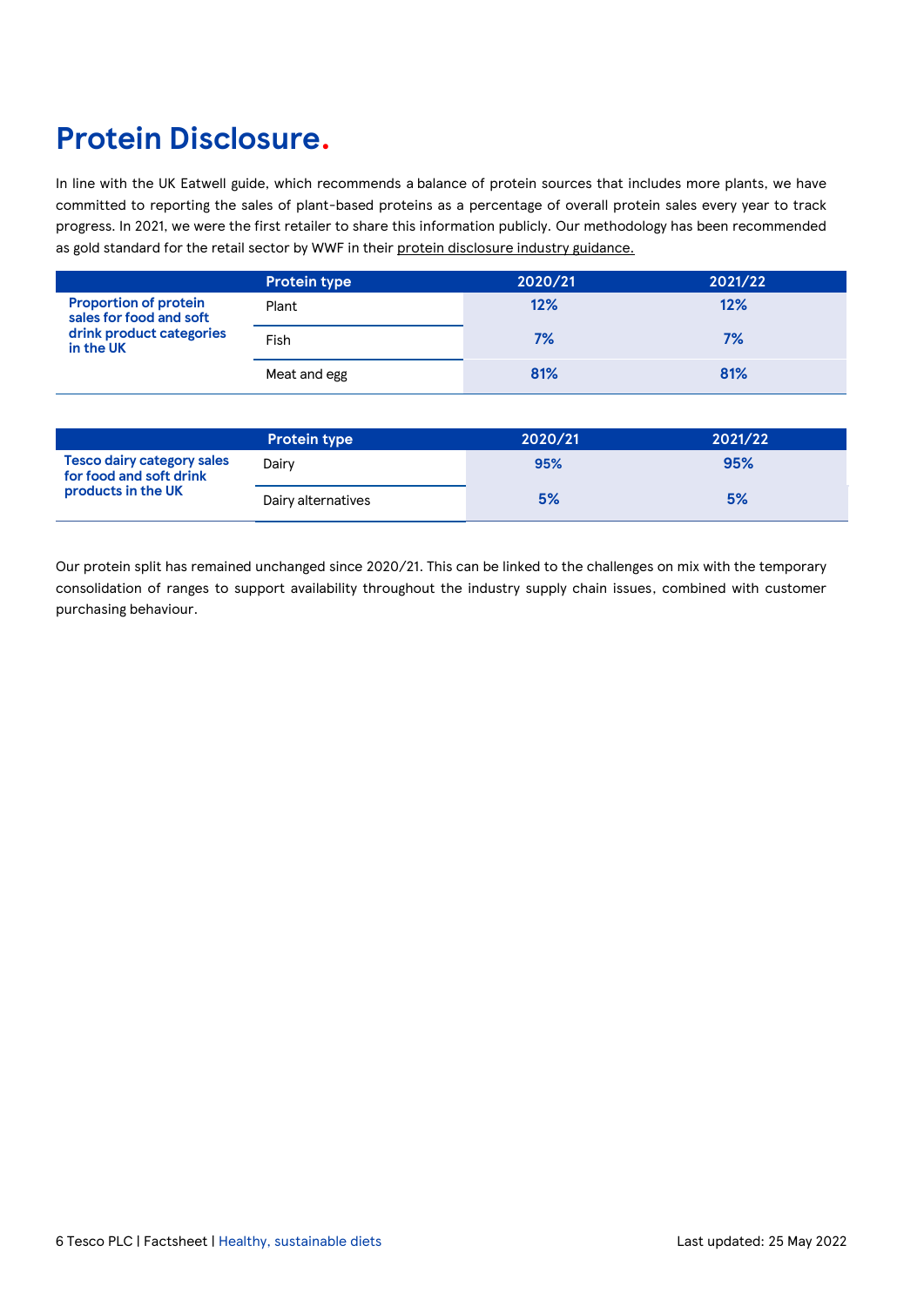# Protein Disclosure.

In line with the UK Eatwell guide, which recommends a balance of protein sources that includes more plants, we have committed to reporting the sales of plant-based proteins as a percentage of overall protein sales every year to track progress. In 2021, we were the first retailer to share this information publicly. Our methodology has been recommended as gold standard for the retail sector by WWF in their protein disclosure industry guidance.

| | Protein type | 2020/21 | 2021/22 |
|---|---|---|---|
| **Proportion of protein sales for food and soft drink product categories in the UK** | Plant | **12%** | **12%** |
| | Fish | **7%** | **7%** |
| | Meat and egg | **81%** | **81%** |

| | Protein type | 2020/21 | 2021/22 |
|---|---|---|---|
| **Tesco dairy category sales for food and soft drink products in the UK** | Dairy | **95%** | **95%** |
| | Dairy alternatives | **5%** | **5%** |

Our protein split has remained unchanged since 2020/21. This can be linked to the challenges on mix with the temporary consolidation of ranges to support availability throughout the industry supply chain issues, combined with customer purchasing behaviour.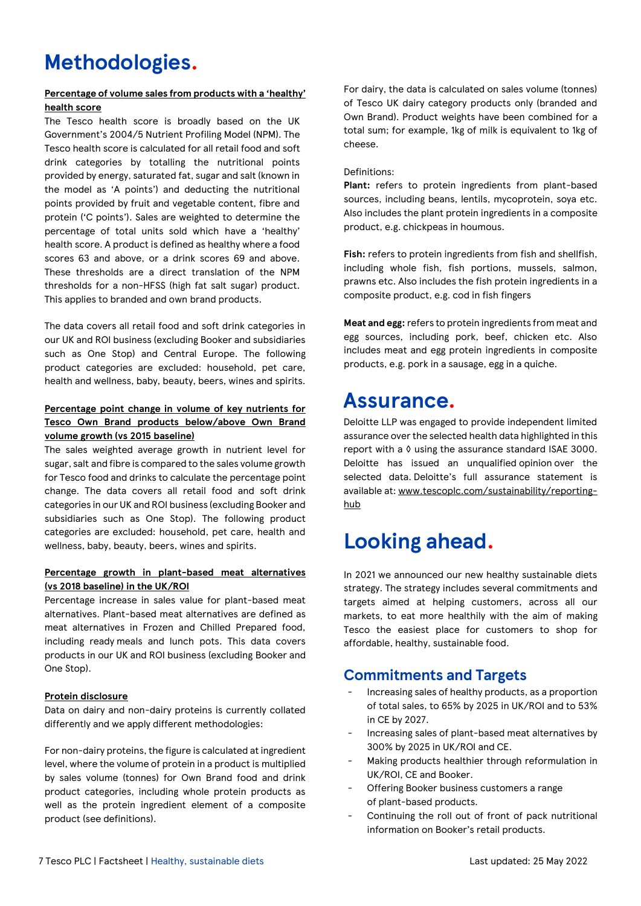# Methodologies.

**Percentage of volume sales from products with a 'healthy' health score**

The Tesco health score is broadly based on the UK Government's 2004/5 Nutrient Profiling Model (NPM). The Tesco health score is calculated for all retail food and soft drink categories by totalling the nutritional points provided by energy, saturated fat, sugar and salt (known in the model as 'A points') and deducting the nutritional points provided by fruit and vegetable content, fibre and protein ('C points'). Sales are weighted to determine the percentage of total units sold which have a 'healthy' health score. A product is defined as healthy where a food scores 63 and above, or a drink scores 69 and above. These thresholds are a direct translation of the NPM thresholds for a non-HFSS (high fat salt sugar) product. This applies to branded and own brand products.

The data covers all retail food and soft drink categories in our UK and ROI business (excluding Booker and subsidiaries such as One Stop) and Central Europe. The following product categories are excluded: household, pet care, health and wellness, baby, beauty, beers, wines and spirits.

**Percentage point change in volume of key nutrients for Tesco Own Brand products below/above Own Brand volume growth (vs 2015 baseline)**

The sales weighted average growth in nutrient level for sugar, salt and fibre is compared to the sales volume growth for Tesco food and drinks to calculate the percentage point change. The data covers all retail food and soft drink categories in our UK and ROI business (excluding Booker and subsidiaries such as One Stop). The following product categories are excluded: household, pet care, health and wellness, baby, beauty, beers, wines and spirits.

**Percentage growth in plant-based meat alternatives (vs 2018 baseline) in the UK/ROI**

Percentage increase in sales value for plant-based meat alternatives. Plant-based meat alternatives are defined as meat alternatives in Frozen and Chilled Prepared food, including ready meals and lunch pots. This data covers products in our UK and ROI business (excluding Booker and One Stop).

**Protein disclosure**

Data on dairy and non-dairy proteins is currently collated differently and we apply different methodologies:

For non-dairy proteins, the figure is calculated at ingredient level, where the volume of protein in a product is multiplied by sales volume (tonnes) for Own Brand food and drink product categories, including whole protein products as well as the protein ingredient element of a composite product (see definitions).

For dairy, the data is calculated on sales volume (tonnes) of Tesco UK dairy category products only (branded and Own Brand). Product weights have been combined for a total sum; for example, 1kg of milk is equivalent to 1kg of cheese.

Definitions:

**Plant:** refers to protein ingredients from plant-based sources, including beans, lentils, mycoprotein, soya etc. Also includes the plant protein ingredients in a composite product, e.g. chickpeas in houmous.

**Fish:** refers to protein ingredients from fish and shellfish, including whole fish, fish portions, mussels, salmon, prawns etc. Also includes the fish protein ingredients in a composite product, e.g. cod in fish fingers

**Meat and egg:** refers to protein ingredients from meat and egg sources, including pork, beef, chicken etc. Also includes meat and egg protein ingredients in composite products, e.g. pork in a sausage, egg in a quiche.

# Assurance.

Deloitte LLP was engaged to provide independent limited assurance over the selected health data highlighted in this report with a ◊ using the assurance standard ISAE 3000. Deloitte has issued an unqualified opinion over the selected data. Deloitte's full assurance statement is available at: www.tescoplc.com/sustainability/reporting-hub

# Looking ahead.

In 2021 we announced our new healthy sustainable diets strategy. The strategy includes several commitments and targets aimed at helping customers, across all our markets, to eat more healthily with the aim of making Tesco the easiest place for customers to shop for affordable, healthy, sustainable food.

## Commitments and Targets

- Increasing sales of healthy products, as a proportion of total sales, to 65% by 2025 in UK/ROI and to 53% in CE by 2027.
- Increasing sales of plant-based meat alternatives by 300% by 2025 in UK/ROI and CE.
- Making products healthier through reformulation in UK/ROI, CE and Booker.
- Offering Booker business customers a range of plant-based products.
- Continuing the roll out of front of pack nutritional information on Booker's retail products.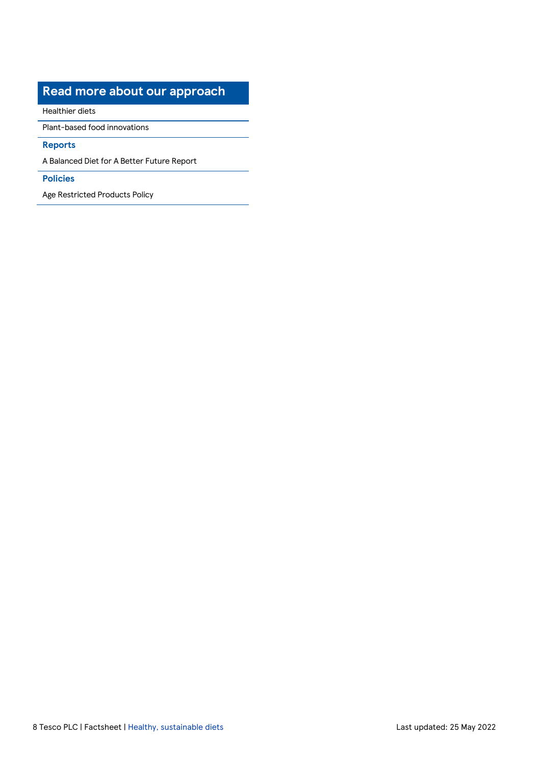## Read more about our approach

Healthier diets

Plant-based food innovations

### Reports

A Balanced Diet for A Better Future Report

### Policies

Age Restricted Products Policy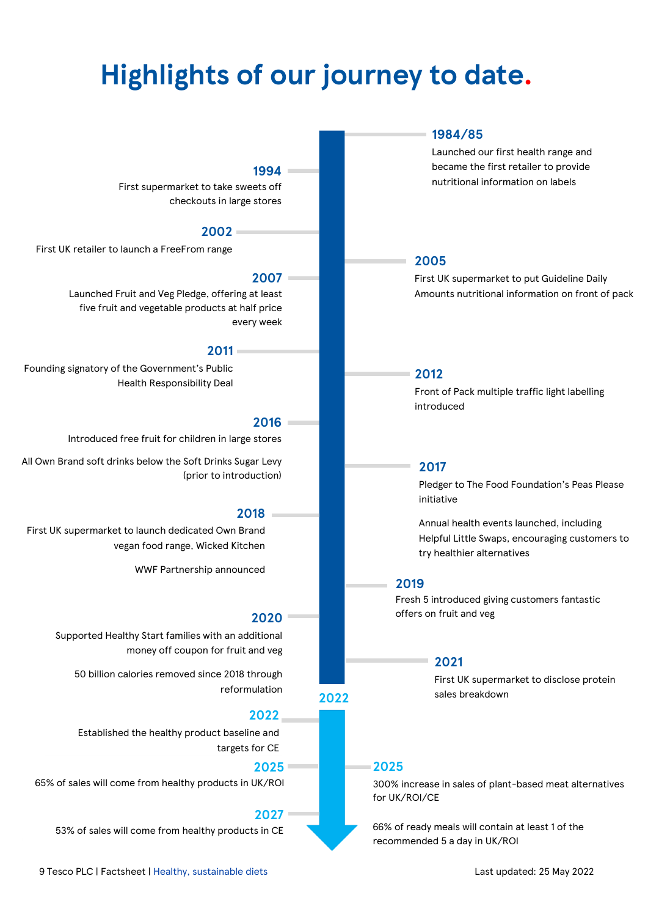# Highlights of our journey to date.

**1984/85**
Launched our first health range and became the first retailer to provide nutritional information on labels

**1994**
First supermarket to take sweets off checkouts in large stores

**2002**
First UK retailer to launch a FreeFrom range

**2005**
First UK supermarket to put Guideline Daily Amounts nutritional information on front of pack

**2007**
Launched Fruit and Veg Pledge, offering at least five fruit and vegetable products at half price every week

**2011**
Founding signatory of the Government's Public Health Responsibility Deal

**2012**
Front of Pack multiple traffic light labelling introduced

**2016**
Introduced free fruit for children in large stores

All Own Brand soft drinks below the Soft Drinks Sugar Levy (prior to introduction)

**2017**
Pledger to The Food Foundation's Peas Please initiative

Annual health events launched, including Helpful Little Swaps, encouraging customers to try healthier alternatives

**2018**
First UK supermarket to launch dedicated Own Brand vegan food range, Wicked Kitchen

WWF Partnership announced

**2019**
Fresh 5 introduced giving customers fantastic offers on fruit and veg

**2020**
Supported Healthy Start families with an additional money off coupon for fruit and veg

50 billion calories removed since 2018 through reformulation

**2021**
First UK supermarket to disclose protein sales breakdown

**2022**

**2022**
Established the healthy product baseline and targets for CE

**2025**
65% of sales will come from healthy products in UK/ROI

**2025**
300% increase in sales of plant-based meat alternatives for UK/ROI/CE

66% of ready meals will contain at least 1 of the recommended 5 a day in UK/ROI

**2027**
53% of sales will come from healthy products in CE

9 Tesco PLC | Factsheet | Healthy, sustainable diets

Last updated: 25 May 2022